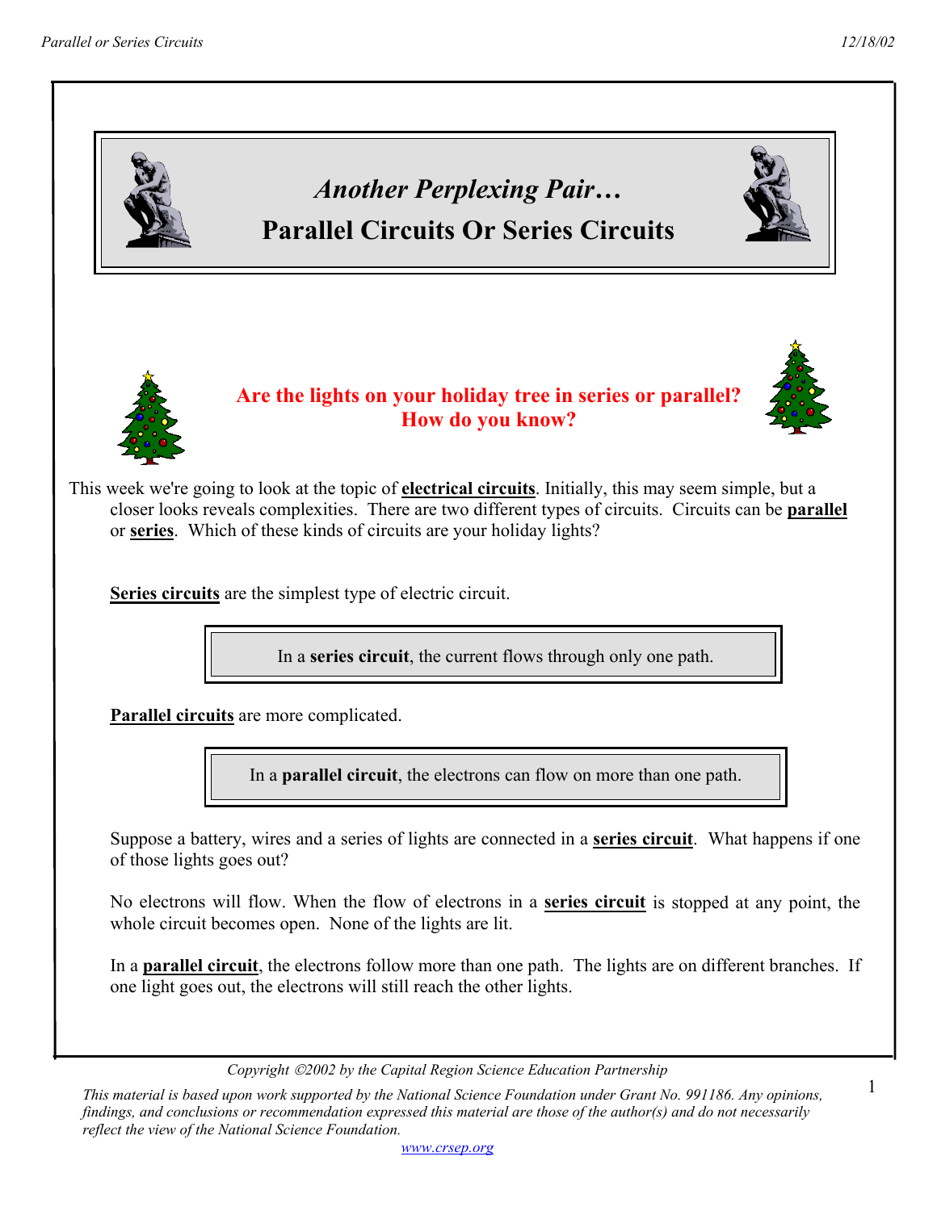# *Another Perplexing Pair…*
# Parallel Circuits Or Series Circuits

**Are the lights on your holiday tree in series or parallel? How do you know?**

This week we're going to look at the topic of **electrical circuits**. Initially, this may seem simple, but a closer looks reveals complexities. There are two different types of circuits. Circuits can be **parallel** or **series**. Which of these kinds of circuits are your holiday lights?

**Series circuits** are the simplest type of electric circuit.

> In a **series circuit**, the current flows through only one path.

**Parallel circuits** are more complicated.

> In a **parallel circuit**, the electrons can flow on more than one path.

Suppose a battery, wires and a series of lights are connected in a **series circuit**. What happens if one of those lights goes out?

No electrons will flow. When the flow of electrons in a **series circuit** is stopped at any point, the whole circuit becomes open. None of the lights are lit.

In a **parallel circuit**, the electrons follow more than one path. The lights are on different branches. If one light goes out, the electrons will still reach the other lights.

*Copyright ©2002 by the Capital Region Science Education Partnership*

*This material is based upon work supported by the National Science Foundation under Grant No. 991186. Any opinions, findings, and conclusions or recommendation expressed this material are those of the author(s) and do not necessarily reflect the view of the National Science Foundation.*

www.crsep.org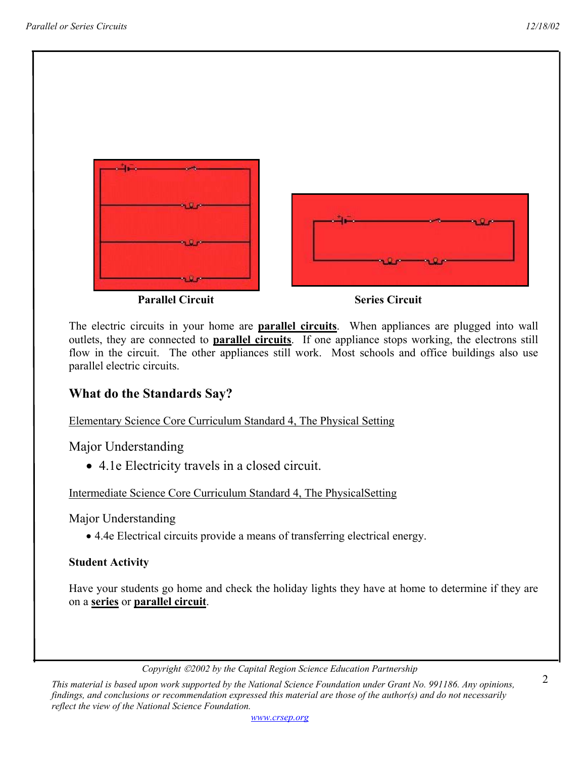**Parallel Circuit**

**Series Circuit**

The electric circuits in your home are **parallel circuits**. When appliances are plugged into wall outlets, they are connected to **parallel circuits**. If one appliance stops working, the electrons still flow in the circuit. The other appliances still work. Most schools and office buildings also use parallel electric circuits.

## What do the Standards Say?

Elementary Science Core Curriculum Standard 4, The Physical Setting

Major Understanding

- 4.1e Electricity travels in a closed circuit.

Intermediate Science Core Curriculum Standard 4, The PhysicalSetting

Major Understanding

- 4.4e Electrical circuits provide a means of transferring electrical energy.

**Student Activity**

Have your students go home and check the holiday lights they have at home to determine if they are on a **series** or **parallel circuit**.

*Copyright ©2002 by the Capital Region Science Education Partnership*

*This material is based upon work supported by the National Science Foundation under Grant No. 991186. Any opinions, findings, and conclusions or recommendation expressed this material are those of the author(s) and do not necessarily reflect the view of the National Science Foundation.*

www.crsep.org